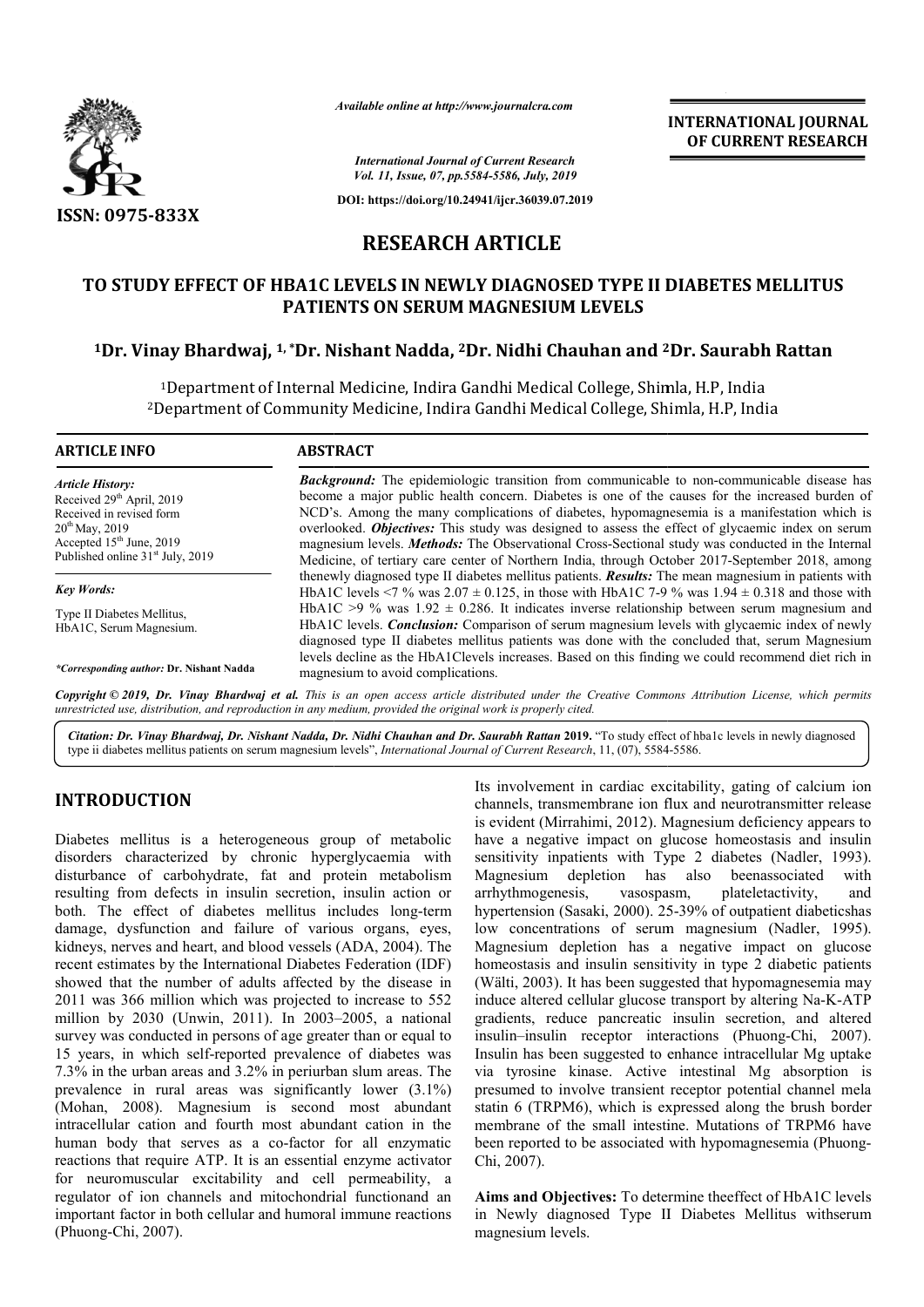ISSN: 0975-833X

*Available online at http://www.journalcra.com*

*International Journal of Current Research*
*Vol. 11, Issue, 07, pp.5584-5586, July, 2019*

**DOI: https://doi.org/10.24941/ijcr.36039.07.2019**

**INTERNATIONAL JOURNAL OF CURRENT RESEARCH**

# RESEARCH ARTICLE

## TO STUDY EFFECT OF HBA1C LEVELS IN NEWLY DIAGNOSED TYPE II DIABETES MELLITUS PATIENTS ON SERUM MAGNESIUM LEVELS

**[1]Dr. Vinay Bhardwaj, [1,*]Dr. Nishant Nadda, [2]Dr. Nidhi Chauhan and [2]Dr. Saurabh Rattan**

[1]Department of Internal Medicine, Indira Gandhi Medical College, Shimla, H.P, India
[2]Department of Community Medicine, Indira Gandhi Medical College, Shimla, H.P, India

**ARTICLE INFO**

*Article History:*
Received 29th April, 2019
Received in revised form 20th May, 2019
Accepted 15th June, 2019
Published online 31st July, 2019

*Key Words:*
Type II Diabetes Mellitus, HbA1C, Serum Magnesium.

**\*Corresponding author: Dr. Nishant Nadda**

**ABSTRACT**

***Background:*** The epidemiologic transition from communicable to non-communicable disease has become a major public health concern. Diabetes is one of the causes for the increased burden of NCD's. Among the many complications of diabetes, hypomagnesemia is a manifestation which is overlooked. ***Objectives:*** This study was designed to assess the effect of glycaemic index on serum magnesium levels. ***Methods:*** The Observational Cross-Sectional study was conducted in the Internal Medicine, of tertiary care center of Northern India, through October 2017-September 2018, among thenewly diagnosed type II diabetes mellitus patients. ***Results:*** The mean magnesium in patients with HbA1C levels <7 % was 2.07 ± 0.125, in those with HbA1C 7-9 % was 1.94 ± 0.318 and those with HbA1C >9 % was 1.92 ± 0.286. It indicates inverse relationship between serum magnesium and HbA1C levels. ***Conclusion:*** Comparison of serum magnesium levels with glycaemic index of newly diagnosed type II diabetes mellitus patients was done with the concluded that, serum Magnesium levels decline as the HbA1Clevels increases. Based on this finding we could recommend diet rich in magnesium to avoid complications.

**Copyright © 2019, Dr. Vinay Bhardwaj et al.** *This is an open access article distributed under the Creative Commons Attribution License, which permits unrestricted use, distribution, and reproduction in any medium, provided the original work is properly cited.*

***Citation:*** *Dr. Vinay Bhardwaj, Dr. Nishant Nadda, Dr. Nidhi Chauhan and Dr. Saurabh Rattan* **2019.** "To study effect of hba1c levels in newly diagnosed type ii diabetes mellitus patients on serum magnesium levels", *International Journal of Current Research*, 11, (07), 5584-5586.

## INTRODUCTION

Diabetes mellitus is a heterogeneous group of metabolic disorders characterized by chronic hyperglycaemia with disturbance of carbohydrate, fat and protein metabolism resulting from defects in insulin secretion, insulin action or both. The effect of diabetes mellitus includes long-term damage, dysfunction and failure of various organs, eyes, kidneys, nerves and heart, and blood vessels (ADA, 2004). The recent estimates by the International Diabetes Federation (IDF) showed that the number of adults affected by the disease in 2011 was 366 million which was projected to increase to 552 million by 2030 (Unwin, 2011). In 2003–2005, a national survey was conducted in persons of age greater than or equal to 15 years, in which self-reported prevalence of diabetes was 7.3% in the urban areas and 3.2% in periurban slum areas. The prevalence in rural areas was significantly lower (3.1%) (Mohan, 2008). Magnesium is second most abundant intracellular cation and fourth most abundant cation in the human body that serves as a co-factor for all enzymatic reactions that require ATP. It is an essential enzyme activator for neuromuscular excitability and cell permeability, a regulator of ion channels and mitochondrial functionand an important factor in both cellular and humoral immune reactions (Phuong-Chi, 2007).

Its involvement in cardiac excitability, gating of calcium ion channels, transmembrane ion flux and neurotransmitter release is evident (Mirrahimi, 2012). Magnesium deficiency appears to have a negative impact on glucose homeostasis and insulin sensitivity inpatients with Type 2 diabetes (Nadler, 1993). Magnesium depletion has also beenassociated with arrhythmogenesis, vasospasm, plateletactivity, and hypertension (Sasaki, 2000). 25-39% of outpatient diabeticshas low concentrations of serum magnesium (Nadler, 1995). Magnesium depletion has a negative impact on glucose homeostasis and insulin sensitivity in type 2 diabetic patients (Wälti, 2003). It has been suggested that hypomagnesemia may induce altered cellular glucose transport by altering Na-K-ATP gradients, reduce pancreatic insulin secretion, and altered insulin–insulin receptor interactions (Phuong-Chi, 2007). Insulin has been suggested to enhance intracellular Mg uptake via tyrosine kinase. Active intestinal Mg absorption is presumed to involve transient receptor potential channel mela statin 6 (TRPM6), which is expressed along the brush border membrane of the small intestine. Mutations of TRPM6 have been reported to be associated with hypomagnesemia (Phuong-Chi, 2007).

**Aims and Objectives:** To determine theeffect of HbA1C levels in Newly diagnosed Type II Diabetes Mellitus withserum magnesium levels.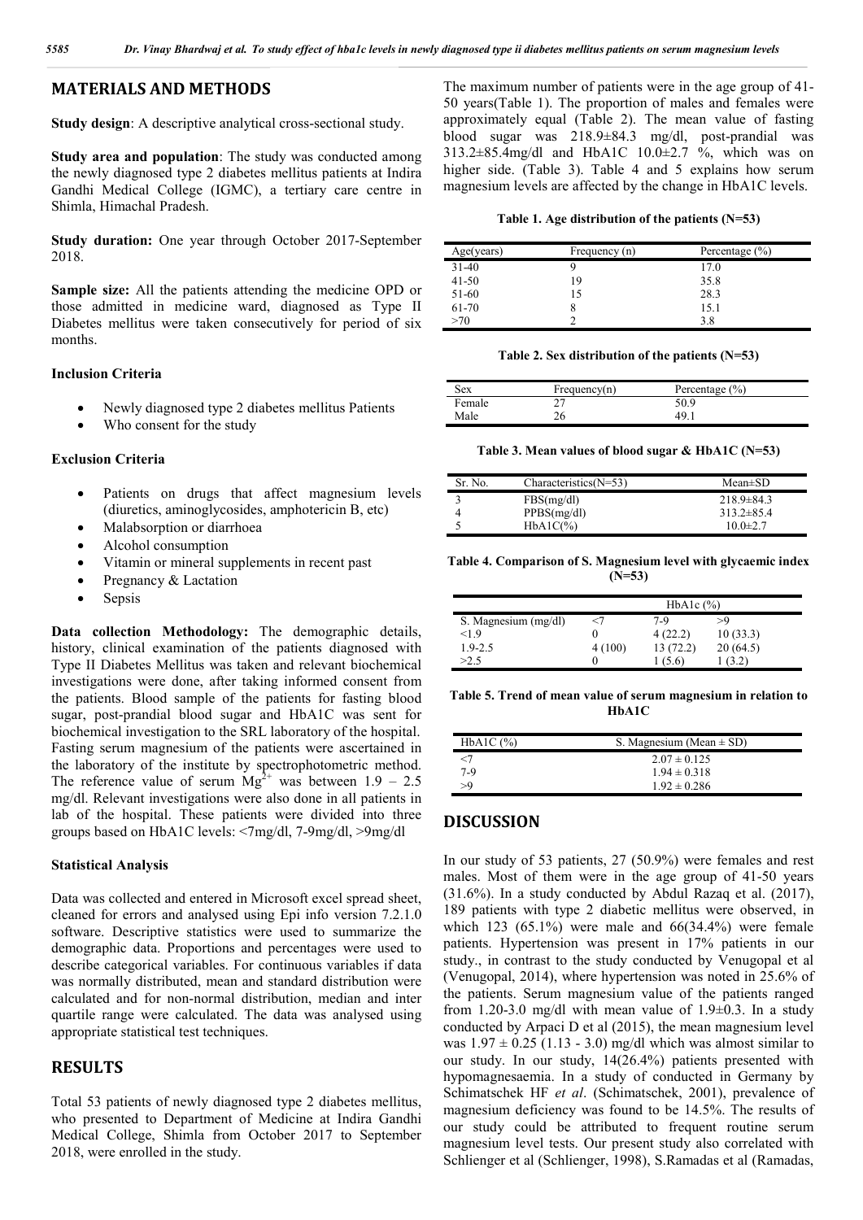## MATERIALS AND METHODS

**Study design**: A descriptive analytical cross-sectional study.

**Study area and population**: The study was conducted among the newly diagnosed type 2 diabetes mellitus patients at Indira Gandhi Medical College (IGMC), a tertiary care centre in Shimla, Himachal Pradesh.

**Study duration:** One year through October 2017-September 2018.

**Sample size:** All the patients attending the medicine OPD or those admitted in medicine ward, diagnosed as Type II Diabetes mellitus were taken consecutively for period of six months.

### Inclusion Criteria

- Newly diagnosed type 2 diabetes mellitus Patients
- Who consent for the study

### Exclusion Criteria

- Patients on drugs that affect magnesium levels (diuretics, aminoglycosides, amphotericin B, etc)
- Malabsorption or diarrhoea
- Alcohol consumption
- Vitamin or mineral supplements in recent past
- Pregnancy & Lactation
- Sepsis

**Data collection Methodology:** The demographic details, history, clinical examination of the patients diagnosed with Type II Diabetes Mellitus was taken and relevant biochemical investigations were done, after taking informed consent from the patients. Blood sample of the patients for fasting blood sugar, post-prandial blood sugar and HbA1C was sent for biochemical investigation to the SRL laboratory of the hospital. Fasting serum magnesium of the patients were ascertained in the laboratory of the institute by spectrophotometric method. The reference value of serum $Mg^{2+}$ was between 1.9 – 2.5 mg/dl. Relevant investigations were also done in all patients in lab of the hospital. These patients were divided into three groups based on HbA1C levels: <7mg/dl, 7-9mg/dl, >9mg/dl

### Statistical Analysis

Data was collected and entered in Microsoft excel spread sheet, cleaned for errors and analysed using Epi info version 7.2.1.0 software. Descriptive statistics were used to summarize the demographic data. Proportions and percentages were used to describe categorical variables. For continuous variables if data was normally distributed, mean and standard distribution were calculated and for non-normal distribution, median and inter quartile range were calculated. The data was analysed using appropriate statistical test techniques.

## RESULTS

Total 53 patients of newly diagnosed type 2 diabetes mellitus, who presented to Department of Medicine at Indira Gandhi Medical College, Shimla from October 2017 to September 2018, were enrolled in the study.

The maximum number of patients were in the age group of 41-50 years(Table 1). The proportion of males and females were approximately equal (Table 2). The mean value of fasting blood sugar was 218.9±84.3 mg/dl, post-prandial was 313.2±85.4mg/dl and HbA1C 10.0±2.7 %, which was on higher side. (Table 3). Table 4 and 5 explains how serum magnesium levels are affected by the change in HbA1C levels.

**Table 1. Age distribution of the patients (N=53)**

| Age(years) | Frequency (n) | Percentage (%) |
|---|---|---|
| 31-40 | 9 | 17.0 |
| 41-50 | 19 | 35.8 |
| 51-60 | 15 | 28.3 |
| 61-70 | 8 | 15.1 |
| >70 | 2 | 3.8 |

**Table 2. Sex distribution of the patients (N=53)**

| Sex | Frequency(n) | Percentage (%) |
|---|---|---|
| Female | 27 | 50.9 |
| Male | 26 | 49.1 |

**Table 3. Mean values of blood sugar & HbA1C (N=53)**

| Sr. No. | Characteristics(N=53) | Mean±SD |
|---|---|---|
| 3 | FBS(mg/dl) | 218.9±84.3 |
| 4 | PPBS(mg/dl) | 313.2±85.4 |
| 5 | HbA1C(%) | 10.0±2.7 |

**Table 4. Comparison of S. Magnesium level with glycaemic index (N=53)**

| | HbA1c (%) | | |
|---|---|---|---|
| S. Magnesium (mg/dl) | <7 | 7-9 | >9 |
| <1.9 | 0 | 4 (22.2) | 10 (33.3) |
| 1.9-2.5 | 4 (100) | 13 (72.2) | 20 (64.5) |
| >2.5 | 0 | 1 (5.6) | 1 (3.2) |

**Table 5. Trend of mean value of serum magnesium in relation to HbA1C**

| HbA1C (%) | S. Magnesium (Mean ± SD) |
|---|---|
| <7 | 2.07 ± 0.125 |
| 7-9 | 1.94 ± 0.318 |
| >9 | 1.92 ± 0.286 |

## DISCUSSION

In our study of 53 patients, 27 (50.9%) were females and rest males. Most of them were in the age group of 41-50 years (31.6%). In a study conducted by Abdul Razaq et al. (2017), 189 patients with type 2 diabetic mellitus were observed, in which 123 (65.1%) were male and 66(34.4%) were female patients. Hypertension was present in 17% patients in our study., in contrast to the study conducted by Venugopal et al (Venugopal, 2014), where hypertension was noted in 25.6% of the patients. Serum magnesium value of the patients ranged from 1.20-3.0 mg/dl with mean value of 1.9±0.3. In a study conducted by Arpaci D et al (2015), the mean magnesium level was 1.97 ± 0.25 (1.13 - 3.0) mg/dl which was almost similar to our study. In our study, 14(26.4%) patients presented with hypomagnesaemia. In a study of conducted in Germany by Schimatschek HF *et al*. (Schimatschek, 2001), prevalence of magnesium deficiency was found to be 14.5%. The results of our study could be attributed to frequent routine serum magnesium level tests. Our present study also correlated with Schlienger et al (Schlienger, 1998), S.Ramadas et al (Ramadas,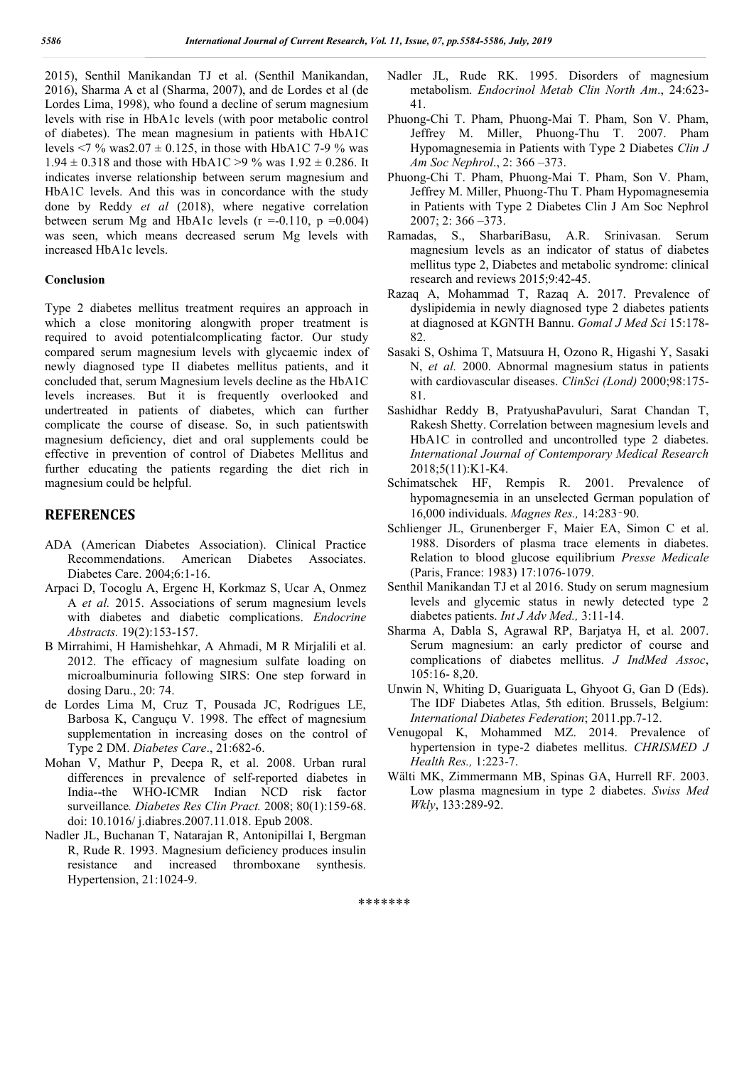2015), Senthil Manikandan TJ et al. (Senthil Manikandan, 2016), Sharma A et al (Sharma, 2007), and de Lordes et al (de Lordes Lima, 1998), who found a decline of serum magnesium levels with rise in HbA1c levels (with poor metabolic control of diabetes). The mean magnesium in patients with HbA1C levels <7 % was2.07 ± 0.125, in those with HbA1C 7-9 % was 1.94 ± 0.318 and those with HbA1C >9 % was 1.92 ± 0.286. It indicates inverse relationship between serum magnesium and HbA1C levels. And this was in concordance with the study done by Reddy *et al* (2018), where negative correlation between serum Mg and HbA1c levels ($r = -0.110$, $p = 0.004$) was seen, which means decreased serum Mg levels with increased HbA1c levels.

### Conclusion

Type 2 diabetes mellitus treatment requires an approach in which a close monitoring alongwith proper treatment is required to avoid potentialcomplicating factor. Our study compared serum magnesium levels with glycaemic index of newly diagnosed type II diabetes mellitus patients, and it concluded that, serum Magnesium levels decline as the HbA1C levels increases. But it is frequently overlooked and undertreated in patients of diabetes, which can further complicate the course of disease. So, in such patientswith magnesium deficiency, diet and oral supplements could be effective in prevention of control of Diabetes Mellitus and further educating the patients regarding the diet rich in magnesium could be helpful.

## REFERENCES

- ADA (American Diabetes Association). Clinical Practice Recommendations. American Diabetes Associates. Diabetes Care. 2004;6:1-16.
- Arpaci D, Tocoglu A, Ergenc H, Korkmaz S, Ucar A, Onmez A *et al.* 2015. Associations of serum magnesium levels with diabetes and diabetic complications. *Endocrine Abstracts.* 19(2):153-157.
- B Mirrahimi, H Hamishehkar, A Ahmadi, M R Mirjalili et al. 2012. The efficacy of magnesium sulfate loading on microalbuminuria following SIRS: One step forward in dosing Daru., 20: 74.
- de Lordes Lima M, Cruz T, Pousada JC, Rodrigues LE, Barbosa K, Canguçu V. 1998. The effect of magnesium supplementation in increasing doses on the control of Type 2 DM. *Diabetes Care*., 21:682-6.
- Mohan V, Mathur P, Deepa R, et al. 2008. Urban rural differences in prevalence of self-reported diabetes in India--the WHO-ICMR Indian NCD risk factor surveillance*. Diabetes Res Clin Pract.* 2008; 80(1):159-68. doi: 10.1016/ j.diabres.2007.11.018. Epub 2008.
- Nadler JL, Buchanan T, Natarajan R, Antonipillai I, Bergman R, Rude R. 1993. Magnesium deficiency produces insulin resistance and increased thromboxane synthesis. Hypertension, 21:1024-9.
- Nadler JL, Rude RK. 1995. Disorders of magnesium metabolism. *Endocrinol Metab Clin North Am*., 24:623-41.
- Phuong-Chi T. Pham, Phuong-Mai T. Pham, Son V. Pham, Jeffrey M. Miller, Phuong-Thu T. 2007. Pham Hypomagnesemia in Patients with Type 2 Diabetes *Clin J Am Soc Nephrol*., 2: 366 –373.
- Phuong-Chi T. Pham, Phuong-Mai T. Pham, Son V. Pham, Jeffrey M. Miller, Phuong-Thu T. Pham Hypomagnesemia in Patients with Type 2 Diabetes Clin J Am Soc Nephrol 2007; 2: 366 –373.
- Ramadas, S., SharbariBasu, A.R. Srinivasan. Serum magnesium levels as an indicator of status of diabetes mellitus type 2, Diabetes and metabolic syndrome: clinical research and reviews 2015;9:42-45.
- Razaq A, Mohammad T, Razaq A. 2017. Prevalence of dyslipidemia in newly diagnosed type 2 diabetes patients at diagnosed at KGNTH Bannu. *Gomal J Med Sci* 15:178-82.
- Sasaki S, Oshima T, Matsuura H, Ozono R, Higashi Y, Sasaki N, *et al.* 2000. Abnormal magnesium status in patients with cardiovascular diseases. *ClinSci (Lond)* 2000;98:175-81.
- Sashidhar Reddy B, PratyushaPavuluri, Sarat Chandan T, Rakesh Shetty. Correlation between magnesium levels and HbA1C in controlled and uncontrolled type 2 diabetes. *International Journal of Contemporary Medical Research* 2018;5(11):K1-K4.
- Schimatschek HF, Rempis R. 2001. Prevalence of hypomagnesemia in an unselected German population of 16,000 individuals. *Magnes Res.,* 14:283‑90.
- Schlienger JL, Grunenberger F, Maier EA, Simon C et al. 1988. Disorders of plasma trace elements in diabetes. Relation to blood glucose equilibrium *Presse Medicale* (Paris, France: 1983) 17:1076-1079.
- Senthil Manikandan TJ et al 2016. Study on serum magnesium levels and glycemic status in newly detected type 2 diabetes patients. *Int J Adv Med.,* 3:11-14.
- Sharma A, Dabla S, Agrawal RP, Barjatya H, et al. 2007. Serum magnesium: an early predictor of course and complications of diabetes mellitus. *J IndMed Assoc*, 105:16- 8,20.
- Unwin N, Whiting D, Guariguata L, Ghyoot G, Gan D (Eds). The IDF Diabetes Atlas, 5th edition. Brussels, Belgium: *International Diabetes Federation*; 2011.pp.7-12.
- Venugopal K, Mohammed MZ. 2014. Prevalence of hypertension in type-2 diabetes mellitus. *CHRISMED J Health Res.,* 1:223-7.
- Wälti MK, Zimmermann MB, Spinas GA, Hurrell RF. 2003. Low plasma magnesium in type 2 diabetes. *Swiss Med Wkly*, 133:289-92.

*******